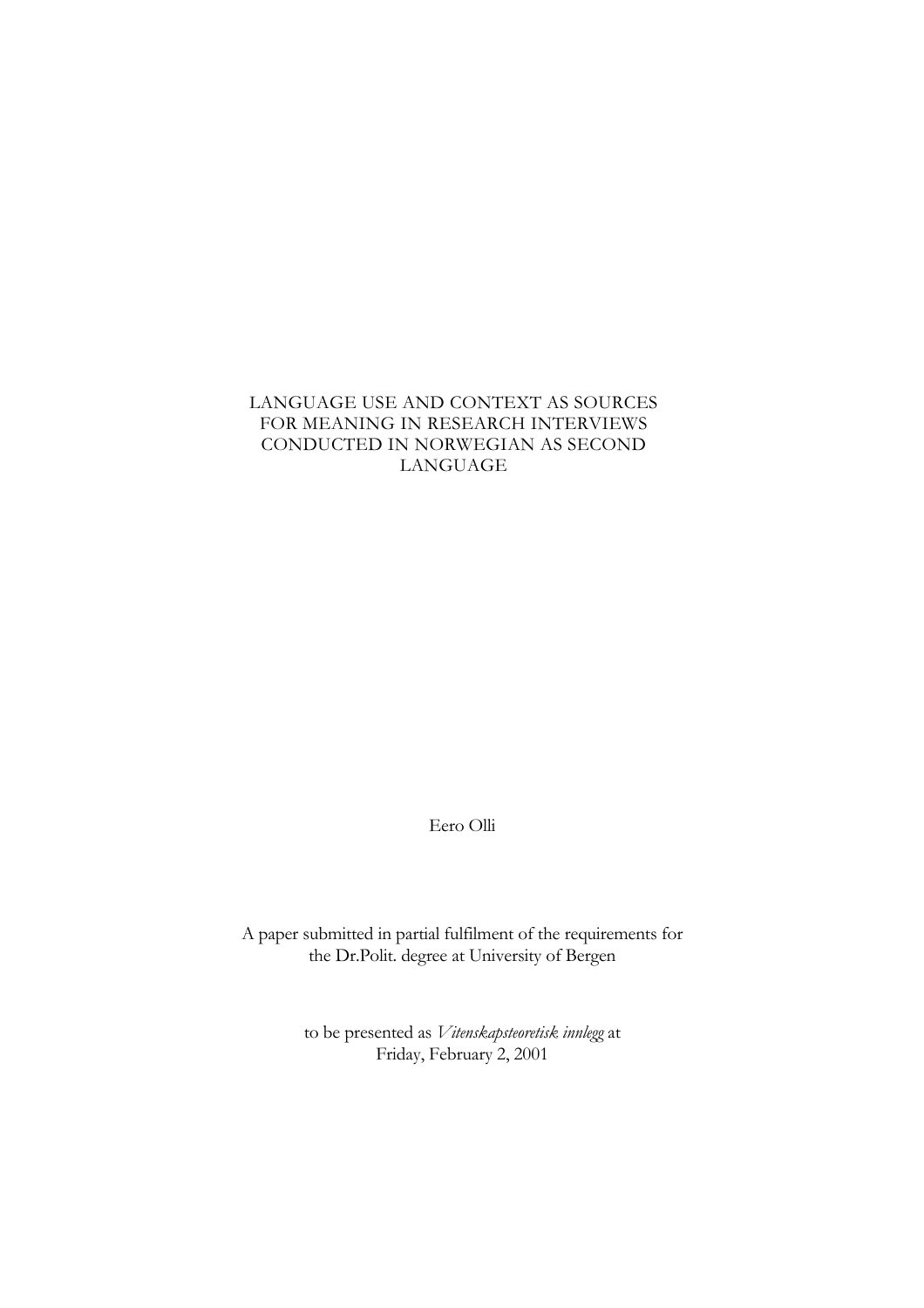# LANGUAGE USE AND CONTEXT AS SOURCES FOR MEANING IN RESEARCH INTERVIEWS CONDUCTED IN NORWEGIAN AS SECOND LANGUAGE

Eero Olli

A paper submitted in partial fulfilment of the requirements for the Dr.Polit. degree at University of Bergen

to be presented as *Vitenskapsteoretisk innlegg* at Friday, February 2, 2001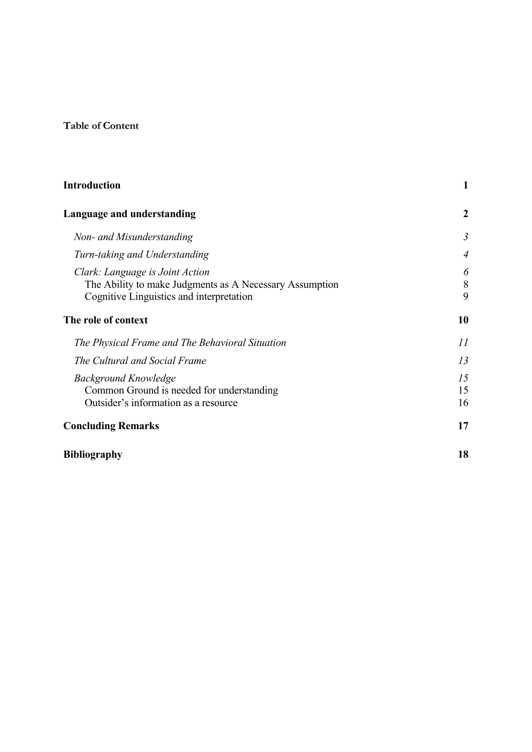**Table of Content**

| | |
|---|---|
| **Introduction** | **1** |
| **Language and understanding** | **2** |
| *Non- and Misunderstanding* | *3* |
| *Turn-taking and Understanding* | *4* |
| *Clark: Language is Joint Action* | *6* |
| The Ability to make Judgments as A Necessary Assumption | 8 |
| Cognitive Linguistics and interpretation | 9 |
| **The role of context** | **10** |
| *The Physical Frame and The Behavioral Situation* | *11* |
| *The Cultural and Social Frame* | *13* |
| *Background Knowledge* | *15* |
| Common Ground is needed for understanding | 15 |
| Outsider's information as a resource | 16 |
| **Concluding Remarks** | **17** |
| **Bibliography** | **18** |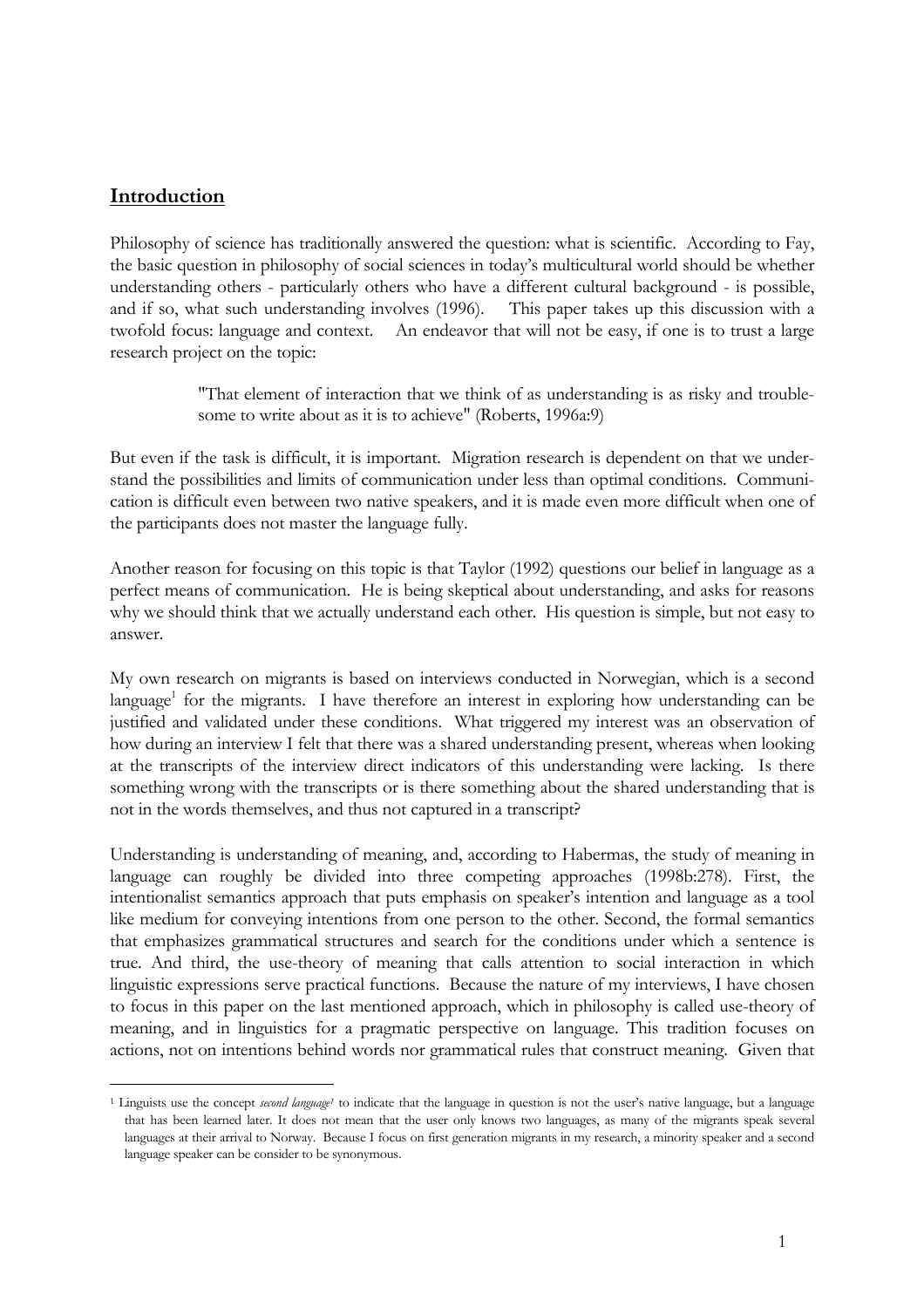## Introduction

Philosophy of science has traditionally answered the question: what is scientific. According to Fay, the basic question in philosophy of social sciences in today's multicultural world should be whether understanding others - particularly others who have a different cultural background - is possible, and if so, what such understanding involves (1996). This paper takes up this discussion with a twofold focus: language and context. An endeavor that will not be easy, if one is to trust a large research project on the topic:

> "That element of interaction that we think of as understanding is as risky and troublesome to write about as it is to achieve" (Roberts, 1996a:9)

But even if the task is difficult, it is important. Migration research is dependent on that we understand the possibilities and limits of communication under less than optimal conditions. Communication is difficult even between two native speakers, and it is made even more difficult when one of the participants does not master the language fully.

Another reason for focusing on this topic is that Taylor (1992) questions our belief in language as a perfect means of communication. He is being skeptical about understanding, and asks for reasons why we should think that we actually understand each other. His question is simple, but not easy to answer.

My own research on migrants is based on interviews conducted in Norwegian, which is a second language[1] for the migrants. I have therefore an interest in exploring how understanding can be justified and validated under these conditions. What triggered my interest was an observation of how during an interview I felt that there was a shared understanding present, whereas when looking at the transcripts of the interview direct indicators of this understanding were lacking. Is there something wrong with the transcripts or is there something about the shared understanding that is not in the words themselves, and thus not captured in a transcript?

Understanding is understanding of meaning, and, according to Habermas, the study of meaning in language can roughly be divided into three competing approaches (1998b:278). First, the intentionalist semantics approach that puts emphasis on speaker's intention and language as a tool like medium for conveying intentions from one person to the other. Second, the formal semantics that emphasizes grammatical structures and search for the conditions under which a sentence is true. And third, the use-theory of meaning that calls attention to social interaction in which linguistic expressions serve practical functions. Because the nature of my interviews, I have chosen to focus in this paper on the last mentioned approach, which in philosophy is called use-theory of meaning, and in linguistics for a pragmatic perspective on language. This tradition focuses on actions, not on intentions behind words nor grammatical rules that construct meaning. Given that

[1] Linguists use the concept *second language[1]* to indicate that the language in question is not the user's native language, but a language that has been learned later. It does not mean that the user only knows two languages, as many of the migrants speak several languages at their arrival to Norway. Because I focus on first generation migrants in my research, a minority speaker and a second language speaker can be consider to be synonymous.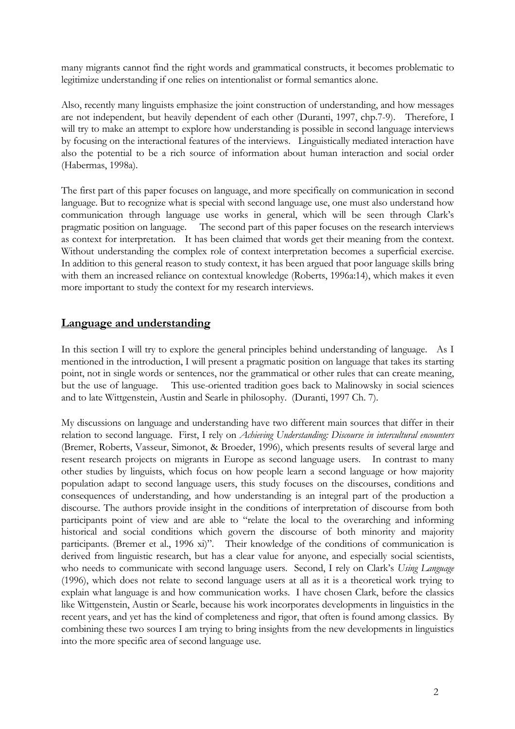many migrants cannot find the right words and grammatical constructs, it becomes problematic to legitimize understanding if one relies on intentionalist or formal semantics alone.

Also, recently many linguists emphasize the joint construction of understanding, and how messages are not independent, but heavily dependent of each other (Duranti, 1997, chp.7-9). Therefore, I will try to make an attempt to explore how understanding is possible in second language interviews by focusing on the interactional features of the interviews. Linguistically mediated interaction have also the potential to be a rich source of information about human interaction and social order (Habermas, 1998a).

The first part of this paper focuses on language, and more specifically on communication in second language. But to recognize what is special with second language use, one must also understand how communication through language use works in general, which will be seen through Clark's pragmatic position on language. The second part of this paper focuses on the research interviews as context for interpretation. It has been claimed that words get their meaning from the context. Without understanding the complex role of context interpretation becomes a superficial exercise. In addition to this general reason to study context, it has been argued that poor language skills bring with them an increased reliance on contextual knowledge (Roberts, 1996a:14), which makes it even more important to study the context for my research interviews.

## Language and understanding

In this section I will try to explore the general principles behind understanding of language. As I mentioned in the introduction, I will present a pragmatic position on language that takes its starting point, not in single words or sentences, nor the grammatical or other rules that can create meaning, but the use of language. This use-oriented tradition goes back to Malinowsky in social sciences and to late Wittgenstein, Austin and Searle in philosophy. (Duranti, 1997 Ch. 7).

My discussions on language and understanding have two different main sources that differ in their relation to second language. First, I rely on *Achieving Understanding: Discourse in intercultural encounters* (Bremer, Roberts, Vasseur, Simonot, & Broeder, 1996), which presents results of several large and resent research projects on migrants in Europe as second language users. In contrast to many other studies by linguists, which focus on how people learn a second language or how majority population adapt to second language users, this study focuses on the discourses, conditions and consequences of understanding, and how understanding is an integral part of the production a discourse. The authors provide insight in the conditions of interpretation of discourse from both participants point of view and are able to "relate the local to the overarching and informing historical and social conditions which govern the discourse of both minority and majority participants. (Bremer et al., 1996 xi)". Their knowledge of the conditions of communication is derived from linguistic research, but has a clear value for anyone, and especially social scientists, who needs to communicate with second language users. Second, I rely on Clark's *Using Language* (1996), which does not relate to second language users at all as it is a theoretical work trying to explain what language is and how communication works. I have chosen Clark, before the classics like Wittgenstein, Austin or Searle, because his work incorporates developments in linguistics in the recent years, and yet has the kind of completeness and rigor, that often is found among classics. By combining these two sources I am trying to bring insights from the new developments in linguistics into the more specific area of second language use.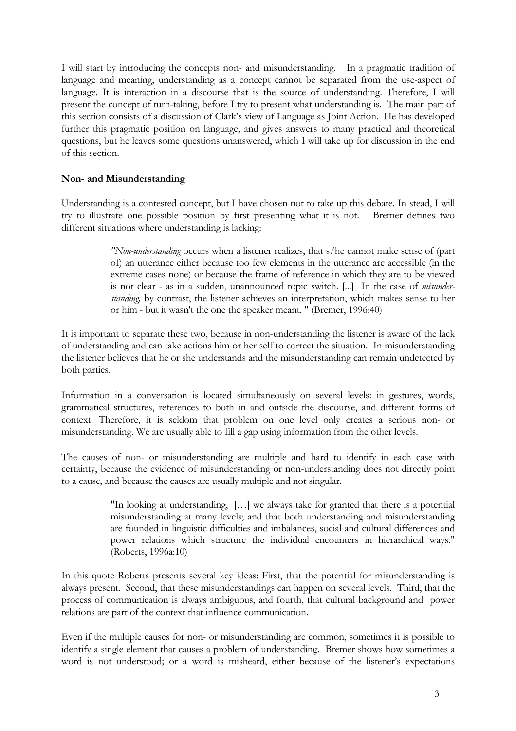I will start by introducing the concepts non- and misunderstanding. In a pragmatic tradition of language and meaning, understanding as a concept cannot be separated from the use-aspect of language. It is interaction in a discourse that is the source of understanding. Therefore, I will present the concept of turn-taking, before I try to present what understanding is. The main part of this section consists of a discussion of Clark's view of Language as Joint Action. He has developed further this pragmatic position on language, and gives answers to many practical and theoretical questions, but he leaves some questions unanswered, which I will take up for discussion in the end of this section.

**Non- and Misunderstanding**

Understanding is a contested concept, but I have chosen not to take up this debate. In stead, I will try to illustrate one possible position by first presenting what it is not. Bremer defines two different situations where understanding is lacking:

> "*Non-understanding* occurs when a listener realizes, that s/he cannot make sense of (part of) an utterance either because too few elements in the utterance are accessible (in the extreme cases none) or because the frame of reference in which they are to be viewed is not clear - as in a sudden, unannounced topic switch. [...] In the case of *misunder-standing,* by contrast, the listener achieves an interpretation, which makes sense to her or him - but it wasn't the one the speaker meant. " (Bremer, 1996:40)

It is important to separate these two, because in non-understanding the listener is aware of the lack of understanding and can take actions him or her self to correct the situation. In misunderstanding the listener believes that he or she understands and the misunderstanding can remain undetected by both parties.

Information in a conversation is located simultaneously on several levels: in gestures, words, grammatical structures, references to both in and outside the discourse, and different forms of context. Therefore, it is seldom that problem on one level only creates a serious non- or misunderstanding. We are usually able to fill a gap using information from the other levels.

The causes of non- or misunderstanding are multiple and hard to identify in each case with certainty, because the evidence of misunderstanding or non-understanding does not directly point to a cause, and because the causes are usually multiple and not singular.

> "In looking at understanding, […] we always take for granted that there is a potential misunderstanding at many levels; and that both understanding and misunderstanding are founded in linguistic difficulties and imbalances, social and cultural differences and power relations which structure the individual encounters in hierarchical ways." (Roberts, 1996a:10)

In this quote Roberts presents several key ideas: First, that the potential for misunderstanding is always present. Second, that these misunderstandings can happen on several levels. Third, that the process of communication is always ambiguous, and fourth, that cultural background and power relations are part of the context that influence communication.

Even if the multiple causes for non- or misunderstanding are common, sometimes it is possible to identify a single element that causes a problem of understanding. Bremer shows how sometimes a word is not understood; or a word is misheard, either because of the listener's expectations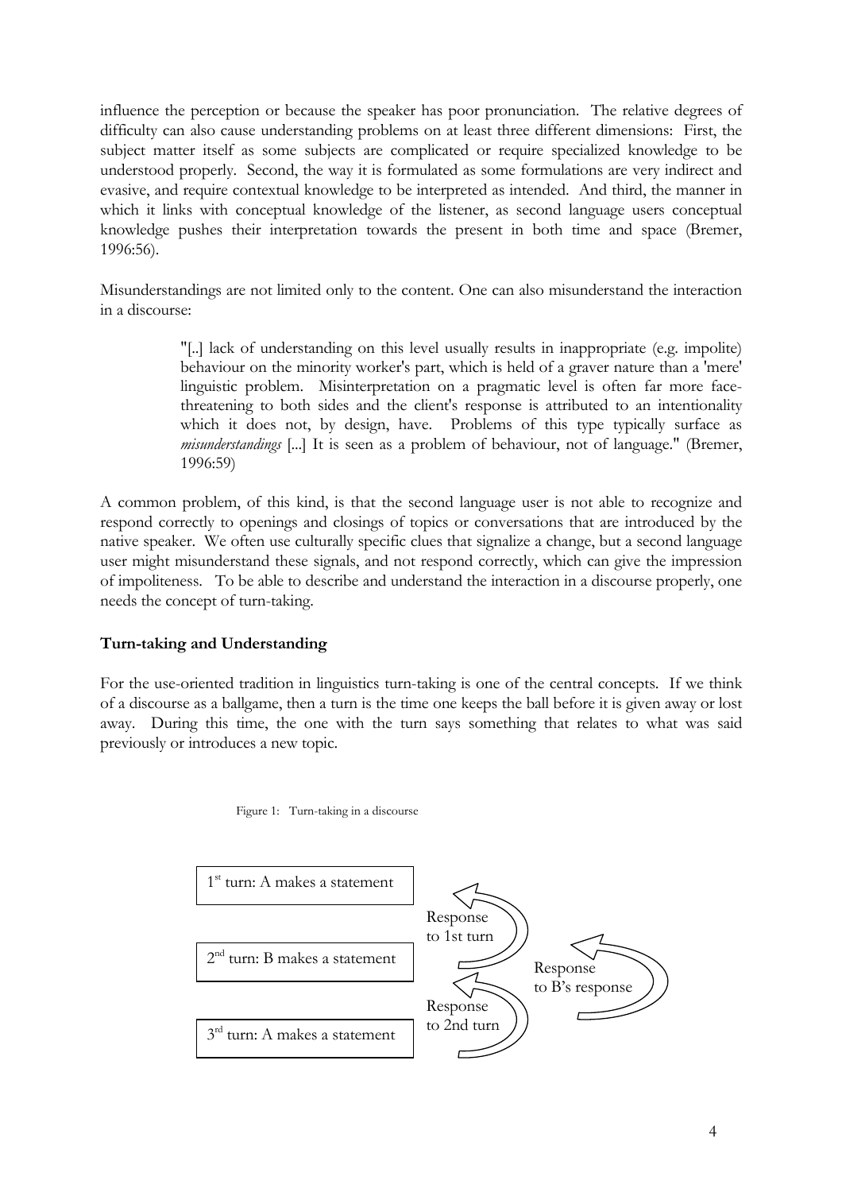influence the perception or because the speaker has poor pronunciation. The relative degrees of difficulty can also cause understanding problems on at least three different dimensions: First, the subject matter itself as some subjects are complicated or require specialized knowledge to be understood properly. Second, the way it is formulated as some formulations are very indirect and evasive, and require contextual knowledge to be interpreted as intended. And third, the manner in which it links with conceptual knowledge of the listener, as second language users conceptual knowledge pushes their interpretation towards the present in both time and space (Bremer, 1996:56).

Misunderstandings are not limited only to the content. One can also misunderstand the interaction in a discourse:

> "[..] lack of understanding on this level usually results in inappropriate (e.g. impolite) behaviour on the minority worker's part, which is held of a graver nature than a 'mere' linguistic problem. Misinterpretation on a pragmatic level is often far more face-threatening to both sides and the client's response is attributed to an intentionality which it does not, by design, have. Problems of this type typically surface as *misunderstandings* [...] It is seen as a problem of behaviour, not of language." (Bremer, 1996:59)

A common problem, of this kind, is that the second language user is not able to recognize and respond correctly to openings and closings of topics or conversations that are introduced by the native speaker. We often use culturally specific clues that signalize a change, but a second language user might misunderstand these signals, and not respond correctly, which can give the impression of impoliteness. To be able to describe and understand the interaction in a discourse properly, one needs the concept of turn-taking.

**Turn-taking and Understanding**

For the use-oriented tradition in linguistics turn-taking is one of the central concepts. If we think of a discourse as a ballgame, then a turn is the time one keeps the ball before it is given away or lost away. During this time, the one with the turn says something that relates to what was said previously or introduces a new topic.

Figure 1: Turn-taking in a discourse

1st turn: A makes a statement

2nd turn: B makes a statement

3rd turn: A makes a statement

Response to 1st turn

Response to 2nd turn

Response to B's response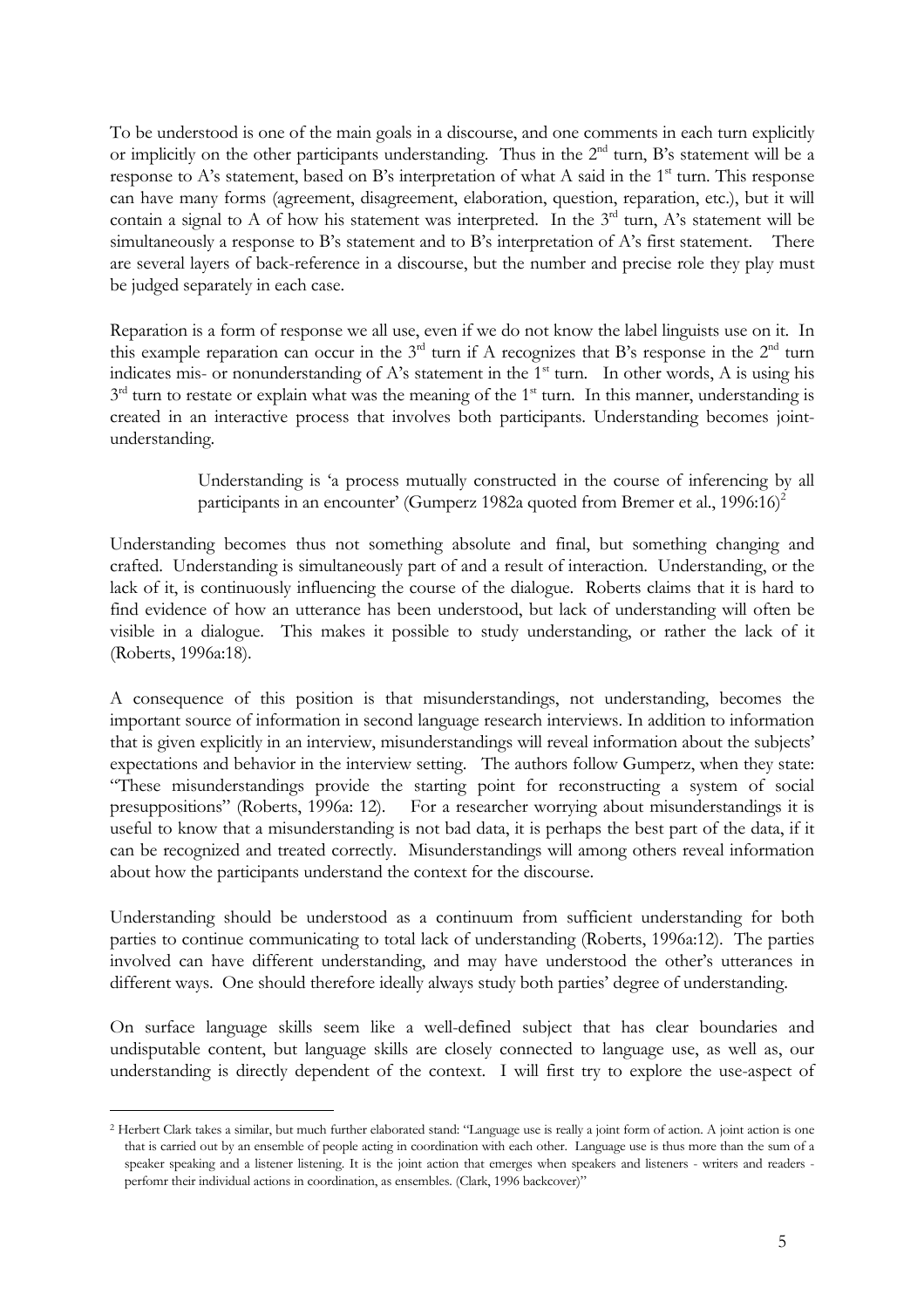To be understood is one of the main goals in a discourse, and one comments in each turn explicitly or implicitly on the other participants understanding. Thus in the 2nd turn, B's statement will be a response to A's statement, based on B's interpretation of what A said in the 1st turn. This response can have many forms (agreement, disagreement, elaboration, question, reparation, etc.), but it will contain a signal to A of how his statement was interpreted. In the 3rd turn, A's statement will be simultaneously a response to B's statement and to B's interpretation of A's first statement. There are several layers of back-reference in a discourse, but the number and precise role they play must be judged separately in each case.

Reparation is a form of response we all use, even if we do not know the label linguists use on it. In this example reparation can occur in the 3rd turn if A recognizes that B's response in the 2nd turn indicates mis- or nonunderstanding of A's statement in the 1st turn. In other words, A is using his 3rd turn to restate or explain what was the meaning of the 1st turn. In this manner, understanding is created in an interactive process that involves both participants. Understanding becomes joint-understanding.

> Understanding is 'a process mutually constructed in the course of inferencing by all participants in an encounter' (Gumperz 1982a quoted from Bremer et al., 1996:16)[2]

Understanding becomes thus not something absolute and final, but something changing and crafted. Understanding is simultaneously part of and a result of interaction. Understanding, or the lack of it, is continuously influencing the course of the dialogue. Roberts claims that it is hard to find evidence of how an utterance has been understood, but lack of understanding will often be visible in a dialogue. This makes it possible to study understanding, or rather the lack of it (Roberts, 1996a:18).

A consequence of this position is that misunderstandings, not understanding, becomes the important source of information in second language research interviews. In addition to information that is given explicitly in an interview, misunderstandings will reveal information about the subjects' expectations and behavior in the interview setting. The authors follow Gumperz, when they state: "These misunderstandings provide the starting point for reconstructing a system of social presuppositions" (Roberts, 1996a: 12). For a researcher worrying about misunderstandings it is useful to know that a misunderstanding is not bad data, it is perhaps the best part of the data, if it can be recognized and treated correctly. Misunderstandings will among others reveal information about how the participants understand the context for the discourse.

Understanding should be understood as a continuum from sufficient understanding for both parties to continue communicating to total lack of understanding (Roberts, 1996a:12). The parties involved can have different understanding, and may have understood the other's utterances in different ways. One should therefore ideally always study both parties' degree of understanding.

On surface language skills seem like a well-defined subject that has clear boundaries and undisputable content, but language skills are closely connected to language use, as well as, our understanding is directly dependent of the context. I will first try to explore the use-aspect of

---

[2] Herbert Clark takes a similar, but much further elaborated stand: "Language use is really a joint form of action. A joint action is one that is carried out by an ensemble of people acting in coordination with each other. Language use is thus more than the sum of a speaker speaking and a listener listening. It is the joint action that emerges when speakers and listeners - writers and readers - perfomr their individual actions in coordination, as ensembles. (Clark, 1996 backcover)"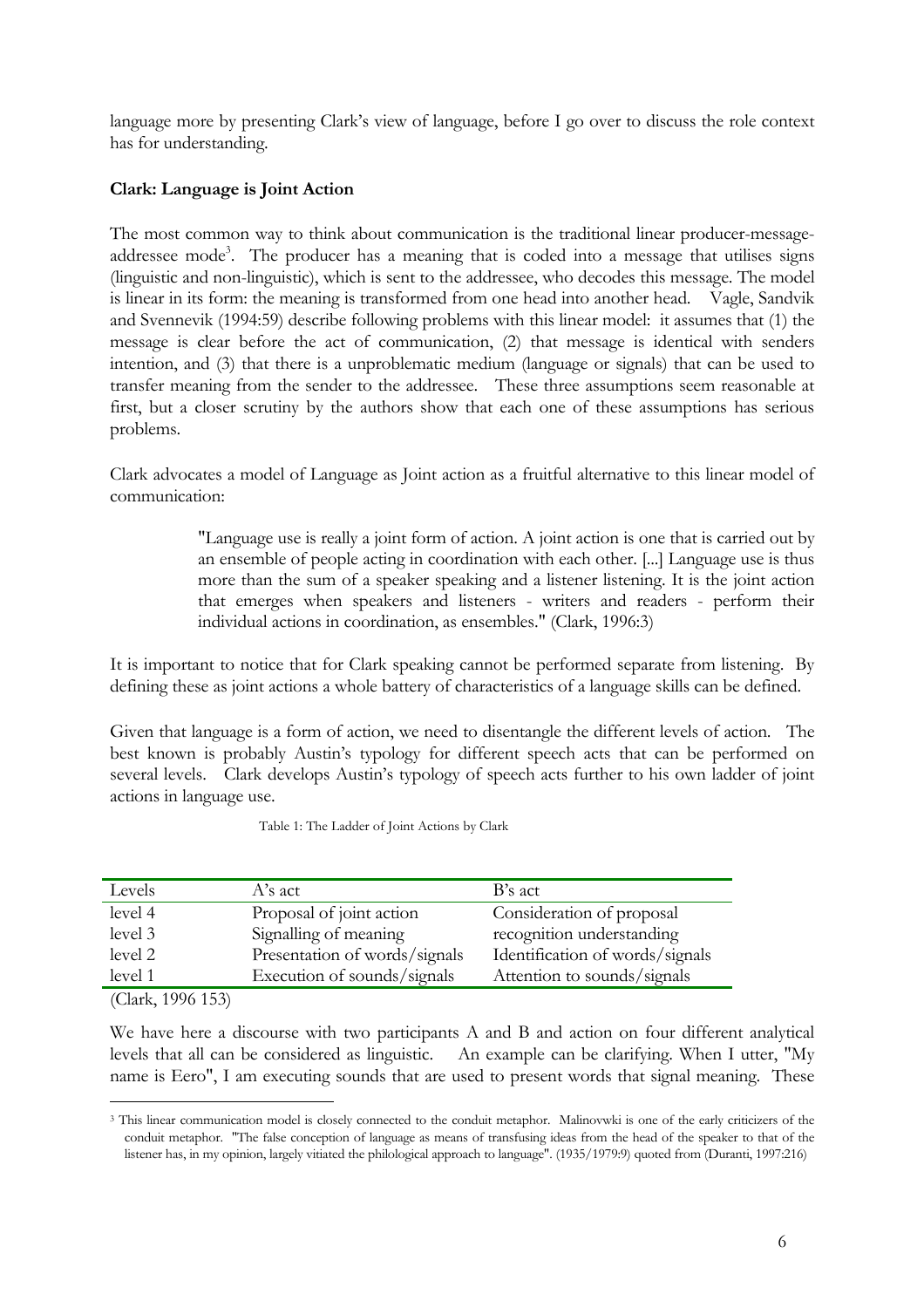language more by presenting Clark's view of language, before I go over to discuss the role context has for understanding.

**Clark: Language is Joint Action**

The most common way to think about communication is the traditional linear producer-message-addressee mode[3]. The producer has a meaning that is coded into a message that utilises signs (linguistic and non-linguistic), which is sent to the addressee, who decodes this message. The model is linear in its form: the meaning is transformed from one head into another head. Vagle, Sandvik and Svennevik (1994:59) describe following problems with this linear model: it assumes that (1) the message is clear before the act of communication, (2) that message is identical with senders intention, and (3) that there is a unproblematic medium (language or signals) that can be used to transfer meaning from the sender to the addressee. These three assumptions seem reasonable at first, but a closer scrutiny by the authors show that each one of these assumptions has serious problems.

Clark advocates a model of Language as Joint action as a fruitful alternative to this linear model of communication:

> "Language use is really a joint form of action. A joint action is one that is carried out by an ensemble of people acting in coordination with each other. [...] Language use is thus more than the sum of a speaker speaking and a listener listening. It is the joint action that emerges when speakers and listeners - writers and readers - perform their individual actions in coordination, as ensembles." (Clark, 1996:3)

It is important to notice that for Clark speaking cannot be performed separate from listening. By defining these as joint actions a whole battery of characteristics of a language skills can be defined.

Given that language is a form of action, we need to disentangle the different levels of action. The best known is probably Austin's typology for different speech acts that can be performed on several levels. Clark develops Austin's typology of speech acts further to his own ladder of joint actions in language use.

Table 1: The Ladder of Joint Actions by Clark

| Levels | A's act | B's act |
|---|---|---|
| level 4 | Proposal of joint action | Consideration of proposal |
| level 3 | Signalling of meaning | recognition understanding |
| level 2 | Presentation of words/signals | Identification of words/signals |
| level 1 | Execution of sounds/signals | Attention to sounds/signals |

(Clark, 1996 153)

We have here a discourse with two participants A and B and action on four different analytical levels that all can be considered as linguistic. An example can be clarifying. When I utter, "My name is Eero", I am executing sounds that are used to present words that signal meaning. These

[3] This linear communication model is closely connected to the conduit metaphor. Malinovwki is one of the early criticizers of the conduit metaphor. "The false conception of language as means of transfusing ideas from the head of the speaker to that of the listener has, in my opinion, largely vitiated the philological approach to language". (1935/1979:9) quoted from (Duranti, 1997:216)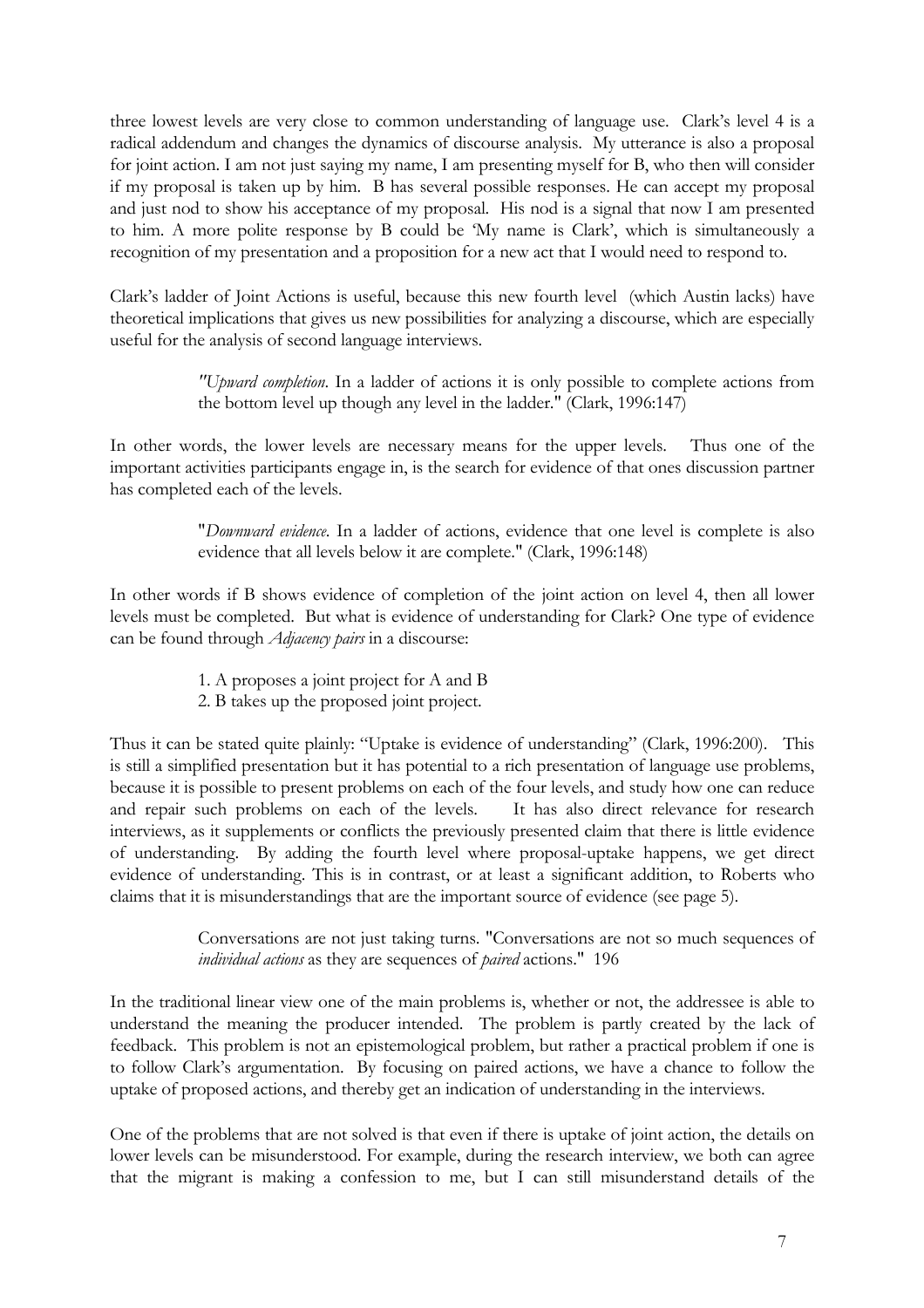three lowest levels are very close to common understanding of language use. Clark's level 4 is a radical addendum and changes the dynamics of discourse analysis. My utterance is also a proposal for joint action. I am not just saying my name, I am presenting myself for B, who then will consider if my proposal is taken up by him. B has several possible responses. He can accept my proposal and just nod to show his acceptance of my proposal. His nod is a signal that now I am presented to him. A more polite response by B could be 'My name is Clark', which is simultaneously a recognition of my presentation and a proposition for a new act that I would need to respond to.

Clark's ladder of Joint Actions is useful, because this new fourth level (which Austin lacks) have theoretical implications that gives us new possibilities for analyzing a discourse, which are especially useful for the analysis of second language interviews.

> "*Upward completion*. In a ladder of actions it is only possible to complete actions from the bottom level up though any level in the ladder." (Clark, 1996:147)

In other words, the lower levels are necessary means for the upper levels. Thus one of the important activities participants engage in, is the search for evidence of that ones discussion partner has completed each of the levels.

> "*Downward evidence*. In a ladder of actions, evidence that one level is complete is also evidence that all levels below it are complete." (Clark, 1996:148)

In other words if B shows evidence of completion of the joint action on level 4, then all lower levels must be completed. But what is evidence of understanding for Clark? One type of evidence can be found through *Adjacency pairs* in a discourse:

> 1. A proposes a joint project for A and B
> 2. B takes up the proposed joint project.

Thus it can be stated quite plainly: "Uptake is evidence of understanding" (Clark, 1996:200). This is still a simplified presentation but it has potential to a rich presentation of language use problems, because it is possible to present problems on each of the four levels, and study how one can reduce and repair such problems on each of the levels. It has also direct relevance for research interviews, as it supplements or conflicts the previously presented claim that there is little evidence of understanding. By adding the fourth level where proposal-uptake happens, we get direct evidence of understanding. This is in contrast, or at least a significant addition, to Roberts who claims that it is misunderstandings that are the important source of evidence (see page 5).

> Conversations are not just taking turns. "Conversations are not so much sequences of *individual actions* as they are sequences of *paired* actions." 196

In the traditional linear view one of the main problems is, whether or not, the addressee is able to understand the meaning the producer intended. The problem is partly created by the lack of feedback. This problem is not an epistemological problem, but rather a practical problem if one is to follow Clark's argumentation. By focusing on paired actions, we have a chance to follow the uptake of proposed actions, and thereby get an indication of understanding in the interviews.

One of the problems that are not solved is that even if there is uptake of joint action, the details on lower levels can be misunderstood. For example, during the research interview, we both can agree that the migrant is making a confession to me, but I can still misunderstand details of the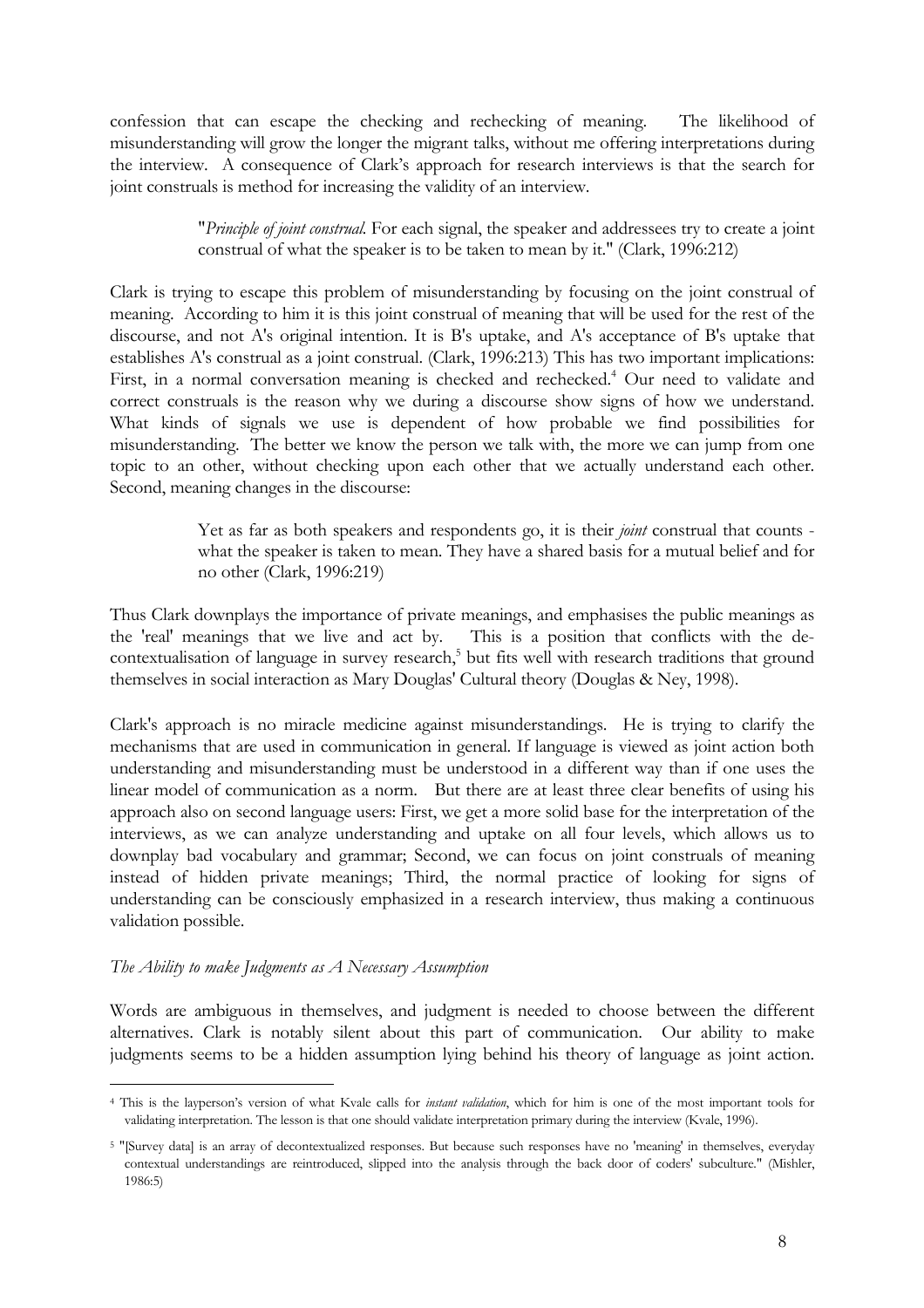confession that can escape the checking and rechecking of meaning. The likelihood of misunderstanding will grow the longer the migrant talks, without me offering interpretations during the interview. A consequence of Clark's approach for research interviews is that the search for joint construals is method for increasing the validity of an interview.

> "*Principle of joint construal*. For each signal, the speaker and addressees try to create a joint construal of what the speaker is to be taken to mean by it." (Clark, 1996:212)

Clark is trying to escape this problem of misunderstanding by focusing on the joint construal of meaning. According to him it is this joint construal of meaning that will be used for the rest of the discourse, and not A's original intention. It is B's uptake, and A's acceptance of B's uptake that establishes A's construal as a joint construal. (Clark, 1996:213) This has two important implications: First, in a normal conversation meaning is checked and rechecked.[4] Our need to validate and correct construals is the reason why we during a discourse show signs of how we understand. What kinds of signals we use is dependent of how probable we find possibilities for misunderstanding. The better we know the person we talk with, the more we can jump from one topic to an other, without checking upon each other that we actually understand each other. Second, meaning changes in the discourse:

> Yet as far as both speakers and respondents go, it is their *joint* construal that counts - what the speaker is taken to mean. They have a shared basis for a mutual belief and for no other (Clark, 1996:219)

Thus Clark downplays the importance of private meanings, and emphasises the public meanings as the 'real' meanings that we live and act by. This is a position that conflicts with the de-contextualisation of language in survey research,[5] but fits well with research traditions that ground themselves in social interaction as Mary Douglas' Cultural theory (Douglas & Ney, 1998).

Clark's approach is no miracle medicine against misunderstandings. He is trying to clarify the mechanisms that are used in communication in general. If language is viewed as joint action both understanding and misunderstanding must be understood in a different way than if one uses the linear model of communication as a norm. But there are at least three clear benefits of using his approach also on second language users: First, we get a more solid base for the interpretation of the interviews, as we can analyze understanding and uptake on all four levels, which allows us to downplay bad vocabulary and grammar; Second, we can focus on joint construals of meaning instead of hidden private meanings; Third, the normal practice of looking for signs of understanding can be consciously emphasized in a research interview, thus making a continuous validation possible.

*The Ability to make Judgments as A Necessary Assumption*

Words are ambiguous in themselves, and judgment is needed to choose between the different alternatives. Clark is notably silent about this part of communication. Our ability to make judgments seems to be a hidden assumption lying behind his theory of language as joint action.

---

[4] This is the layperson's version of what Kvale calls for *instant validation*, which for him is one of the most important tools for validating interpretation. The lesson is that one should validate interpretation primary during the interview (Kvale, 1996).

[5] "[Survey data] is an array of decontextualized responses. But because such responses have no 'meaning' in themselves, everyday contextual understandings are reintroduced, slipped into the analysis through the back door of coders' subculture." (Mishler, 1986:5)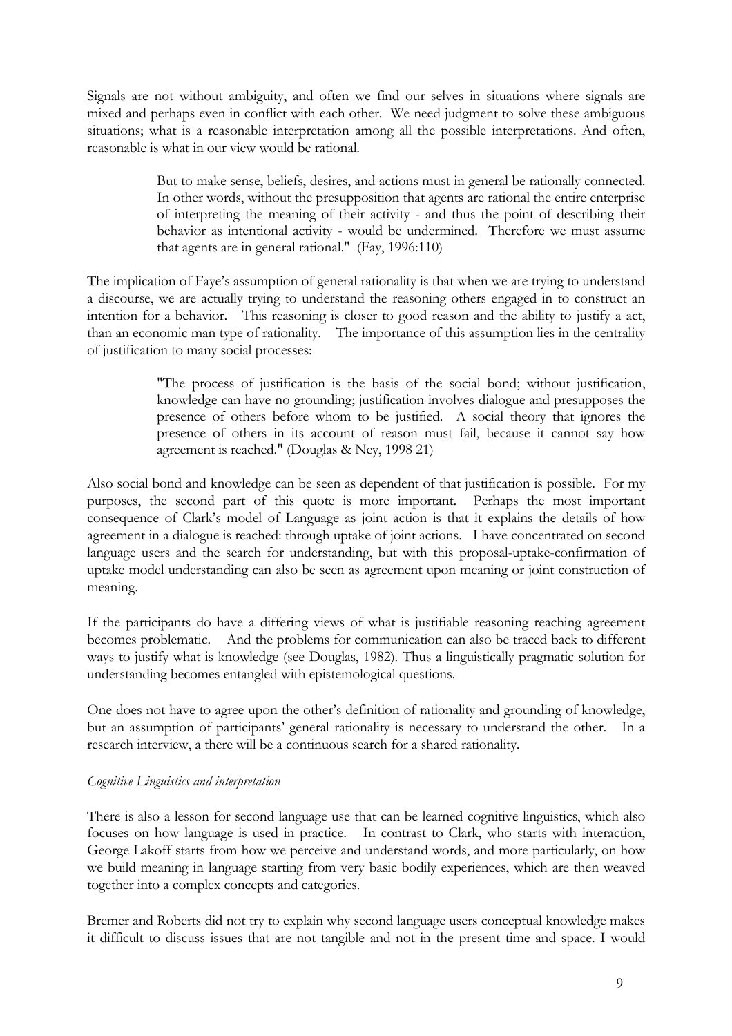Signals are not without ambiguity, and often we find our selves in situations where signals are mixed and perhaps even in conflict with each other. We need judgment to solve these ambiguous situations; what is a reasonable interpretation among all the possible interpretations. And often, reasonable is what in our view would be rational.

> But to make sense, beliefs, desires, and actions must in general be rationally connected. In other words, without the presupposition that agents are rational the entire enterprise of interpreting the meaning of their activity - and thus the point of describing their behavior as intentional activity - would be undermined. Therefore we must assume that agents are in general rational." (Fay, 1996:110)

The implication of Faye's assumption of general rationality is that when we are trying to understand a discourse, we are actually trying to understand the reasoning others engaged in to construct an intention for a behavior. This reasoning is closer to good reason and the ability to justify a act, than an economic man type of rationality. The importance of this assumption lies in the centrality of justification to many social processes:

> "The process of justification is the basis of the social bond; without justification, knowledge can have no grounding; justification involves dialogue and presupposes the presence of others before whom to be justified. A social theory that ignores the presence of others in its account of reason must fail, because it cannot say how agreement is reached." (Douglas & Ney, 1998 21)

Also social bond and knowledge can be seen as dependent of that justification is possible. For my purposes, the second part of this quote is more important. Perhaps the most important consequence of Clark's model of Language as joint action is that it explains the details of how agreement in a dialogue is reached: through uptake of joint actions. I have concentrated on second language users and the search for understanding, but with this proposal-uptake-confirmation of uptake model understanding can also be seen as agreement upon meaning or joint construction of meaning.

If the participants do have a differing views of what is justifiable reasoning reaching agreement becomes problematic. And the problems for communication can also be traced back to different ways to justify what is knowledge (see Douglas, 1982). Thus a linguistically pragmatic solution for understanding becomes entangled with epistemological questions.

One does not have to agree upon the other's definition of rationality and grounding of knowledge, but an assumption of participants' general rationality is necessary to understand the other. In a research interview, a there will be a continuous search for a shared rationality.

*Cognitive Linguistics and interpretation*

There is also a lesson for second language use that can be learned cognitive linguistics, which also focuses on how language is used in practice. In contrast to Clark, who starts with interaction, George Lakoff starts from how we perceive and understand words, and more particularly, on how we build meaning in language starting from very basic bodily experiences, which are then weaved together into a complex concepts and categories.

Bremer and Roberts did not try to explain why second language users conceptual knowledge makes it difficult to discuss issues that are not tangible and not in the present time and space. I would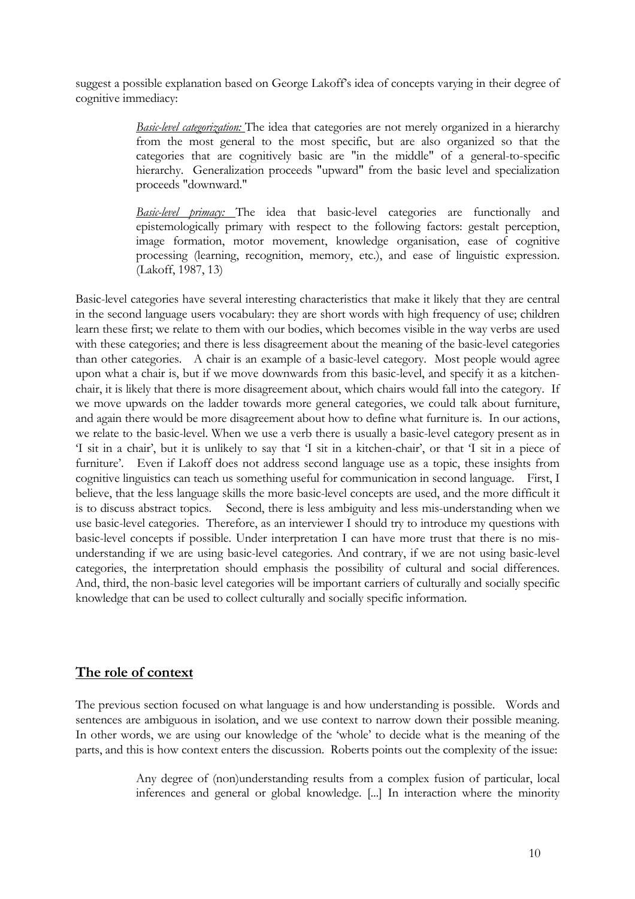suggest a possible explanation based on George Lakoff's idea of concepts varying in their degree of cognitive immediacy:

> ***Basic-level categorization:*** The idea that categories are not merely organized in a hierarchy from the most general to the most specific, but are also organized so that the categories that are cognitively basic are "in the middle" of a general-to-specific hierarchy. Generalization proceeds "upward" from the basic level and specialization proceeds "downward."
>
> ***Basic-level primacy:*** The idea that basic-level categories are functionally and epistemologically primary with respect to the following factors: gestalt perception, image formation, motor movement, knowledge organisation, ease of cognitive processing (learning, recognition, memory, etc.), and ease of linguistic expression. (Lakoff, 1987, 13)

Basic-level categories have several interesting characteristics that make it likely that they are central in the second language users vocabulary: they are short words with high frequency of use; children learn these first; we relate to them with our bodies, which becomes visible in the way verbs are used with these categories; and there is less disagreement about the meaning of the basic-level categories than other categories. A chair is an example of a basic-level category. Most people would agree upon what a chair is, but if we move downwards from this basic-level, and specify it as a kitchen-chair, it is likely that there is more disagreement about, which chairs would fall into the category. If we move upwards on the ladder towards more general categories, we could talk about furniture, and again there would be more disagreement about how to define what furniture is. In our actions, we relate to the basic-level. When we use a verb there is usually a basic-level category present as in 'I sit in a chair', but it is unlikely to say that 'I sit in a kitchen-chair', or that 'I sit in a piece of furniture'. Even if Lakoff does not address second language use as a topic, these insights from cognitive linguistics can teach us something useful for communication in second language. First, I believe, that the less language skills the more basic-level concepts are used, and the more difficult it is to discuss abstract topics. Second, there is less ambiguity and less mis-understanding when we use basic-level categories. Therefore, as an interviewer I should try to introduce my questions with basic-level concepts if possible. Under interpretation I can have more trust that there is no mis-understanding if we are using basic-level categories. And contrary, if we are not using basic-level categories, the interpretation should emphasis the possibility of cultural and social differences. And, third, the non-basic level categories will be important carriers of culturally and socially specific knowledge that can be used to collect culturally and socially specific information.

## The role of context

The previous section focused on what language is and how understanding is possible. Words and sentences are ambiguous in isolation, and we use context to narrow down their possible meaning. In other words, we are using our knowledge of the 'whole' to decide what is the meaning of the parts, and this is how context enters the discussion. Roberts points out the complexity of the issue:

> Any degree of (non)understanding results from a complex fusion of particular, local inferences and general or global knowledge. [...] In interaction where the minority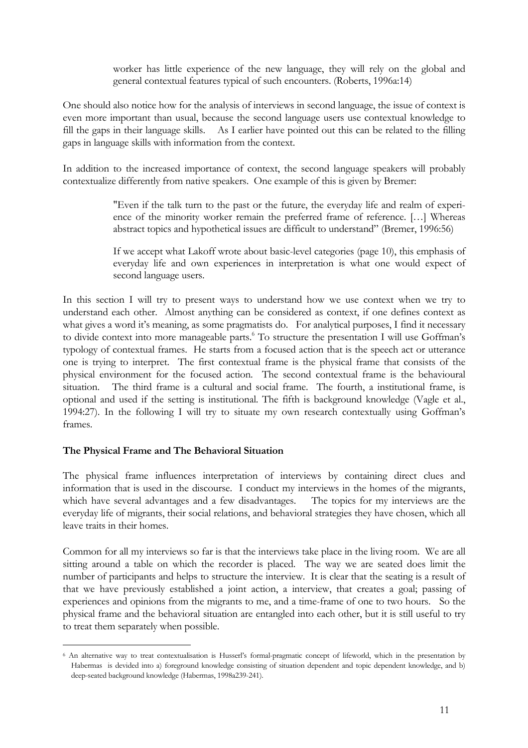> worker has little experience of the new language, they will rely on the global and general contextual features typical of such encounters. (Roberts, 1996a:14)

One should also notice how for the analysis of interviews in second language, the issue of context is even more important than usual, because the second language users use contextual knowledge to fill the gaps in their language skills. As I earlier have pointed out this can be related to the filling gaps in language skills with information from the context.

In addition to the increased importance of context, the second language speakers will probably contextualize differently from native speakers. One example of this is given by Bremer:

> "Even if the talk turn to the past or the future, the everyday life and realm of experience of the minority worker remain the preferred frame of reference. […] Whereas abstract topics and hypothetical issues are difficult to understand" (Bremer, 1996:56)
>
> If we accept what Lakoff wrote about basic-level categories (page 10), this emphasis of everyday life and own experiences in interpretation is what one would expect of second language users.

In this section I will try to present ways to understand how we use context when we try to understand each other. Almost anything can be considered as context, if one defines context as what gives a word it's meaning, as some pragmatists do. For analytical purposes, I find it necessary to divide context into more manageable parts.[6] To structure the presentation I will use Goffman's typology of contextual frames. He starts from a focused action that is the speech act or utterance one is trying to interpret. The first contextual frame is the physical frame that consists of the physical environment for the focused action. The second contextual frame is the behavioural situation. The third frame is a cultural and social frame. The fourth, a institutional frame, is optional and used if the setting is institutional. The fifth is background knowledge (Vagle et al., 1994:27). In the following I will try to situate my own research contextually using Goffman's frames.

**The Physical Frame and The Behavioral Situation**

The physical frame influences interpretation of interviews by containing direct clues and information that is used in the discourse. I conduct my interviews in the homes of the migrants, which have several advantages and a few disadvantages. The topics for my interviews are the everyday life of migrants, their social relations, and behavioral strategies they have chosen, which all leave traits in their homes.

Common for all my interviews so far is that the interviews take place in the living room. We are all sitting around a table on which the recorder is placed. The way we are seated does limit the number of participants and helps to structure the interview. It is clear that the seating is a result of that we have previously established a joint action, a interview, that creates a goal; passing of experiences and opinions from the migrants to me, and a time-frame of one to two hours. So the physical frame and the behavioral situation are entangled into each other, but it is still useful to try to treat them separately when possible.

---

[6] An alternative way to treat contextualisation is Husserl's formal-pragmatic concept of lifeworld, which in the presentation by Habermas is devided into a) foreground knowledge consisting of situation dependent and topic dependent knowledge, and b) deep-seated background knowledge (Habermas, 1998a239-241).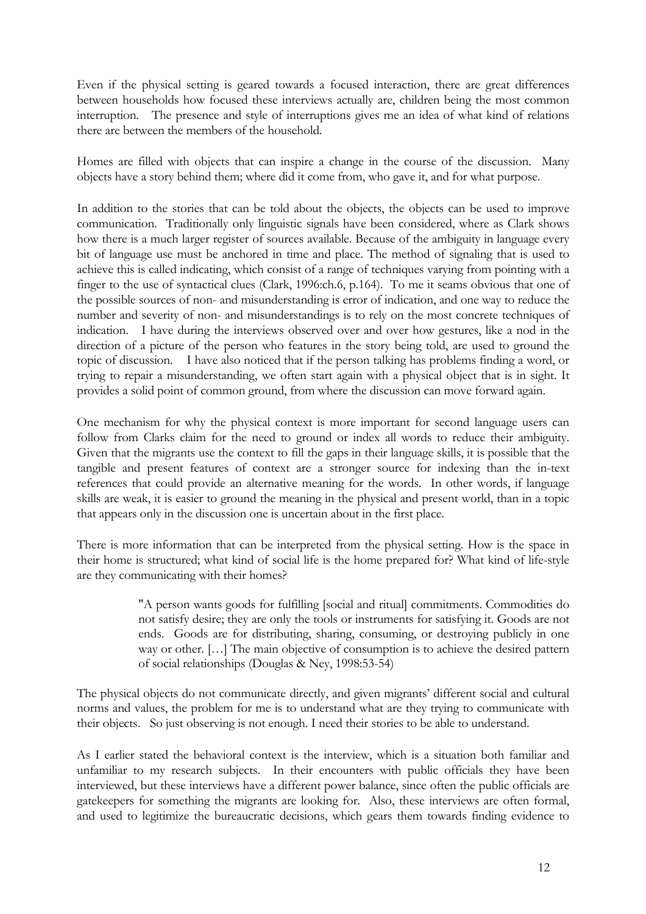Even if the physical setting is geared towards a focused interaction, there are great differences between households how focused these interviews actually are, children being the most common interruption. The presence and style of interruptions gives me an idea of what kind of relations there are between the members of the household.

Homes are filled with objects that can inspire a change in the course of the discussion. Many objects have a story behind them; where did it come from, who gave it, and for what purpose.

In addition to the stories that can be told about the objects, the objects can be used to improve communication. Traditionally only linguistic signals have been considered, where as Clark shows how there is a much larger register of sources available. Because of the ambiguity in language every bit of language use must be anchored in time and place. The method of signaling that is used to achieve this is called indicating, which consist of a range of techniques varying from pointing with a finger to the use of syntactical clues (Clark, 1996:ch.6, p.164). To me it seams obvious that one of the possible sources of non- and misunderstanding is error of indication, and one way to reduce the number and severity of non- and misunderstandings is to rely on the most concrete techniques of indication. I have during the interviews observed over and over how gestures, like a nod in the direction of a picture of the person who features in the story being told, are used to ground the topic of discussion. I have also noticed that if the person talking has problems finding a word, or trying to repair a misunderstanding, we often start again with a physical object that is in sight. It provides a solid point of common ground, from where the discussion can move forward again.

One mechanism for why the physical context is more important for second language users can follow from Clarks claim for the need to ground or index all words to reduce their ambiguity. Given that the migrants use the context to fill the gaps in their language skills, it is possible that the tangible and present features of context are a stronger source for indexing than the in-text references that could provide an alternative meaning for the words. In other words, if language skills are weak, it is easier to ground the meaning in the physical and present world, than in a topic that appears only in the discussion one is uncertain about in the first place.

There is more information that can be interpreted from the physical setting. How is the space in their home is structured; what kind of social life is the home prepared for? What kind of life-style are they communicating with their homes?

> "A person wants goods for fulfilling [social and ritual] commitments. Commodities do not satisfy desire; they are only the tools or instruments for satisfying it. Goods are not ends. Goods are for distributing, sharing, consuming, or destroying publicly in one way or other. […] The main objective of consumption is to achieve the desired pattern of social relationships (Douglas & Ney, 1998:53-54)

The physical objects do not communicate directly, and given migrants' different social and cultural norms and values, the problem for me is to understand what are they trying to communicate with their objects. So just observing is not enough. I need their stories to be able to understand.

As I earlier stated the behavioral context is the interview, which is a situation both familiar and unfamiliar to my research subjects. In their encounters with public officials they have been interviewed, but these interviews have a different power balance, since often the public officials are gatekeepers for something the migrants are looking for. Also, these interviews are often formal, and used to legitimize the bureaucratic decisions, which gears them towards finding evidence to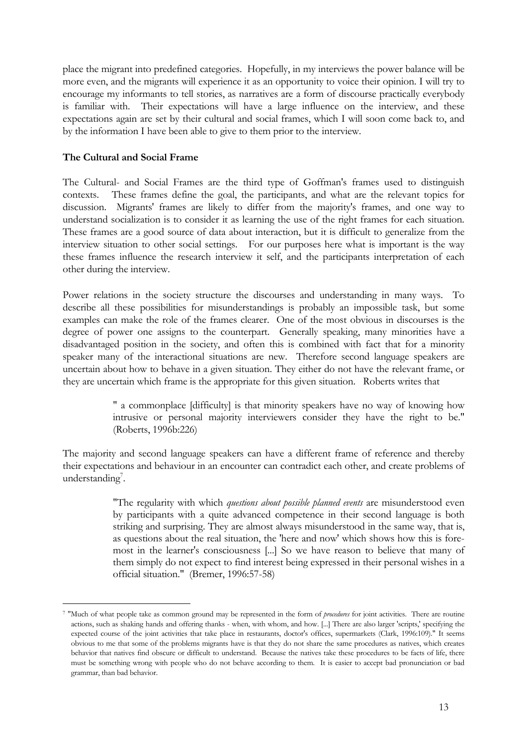place the migrant into predefined categories. Hopefully, in my interviews the power balance will be more even, and the migrants will experience it as an opportunity to voice their opinion. I will try to encourage my informants to tell stories, as narratives are a form of discourse practically everybody is familiar with. Their expectations will have a large influence on the interview, and these expectations again are set by their cultural and social frames, which I will soon come back to, and by the information I have been able to give to them prior to the interview.

**The Cultural and Social Frame**

The Cultural- and Social Frames are the third type of Goffman's frames used to distinguish contexts. These frames define the goal, the participants, and what are the relevant topics for discussion. Migrants' frames are likely to differ from the majority's frames, and one way to understand socialization is to consider it as learning the use of the right frames for each situation. These frames are a good source of data about interaction, but it is difficult to generalize from the interview situation to other social settings. For our purposes here what is important is the way these frames influence the research interview it self, and the participants interpretation of each other during the interview.

Power relations in the society structure the discourses and understanding in many ways. To describe all these possibilities for misunderstandings is probably an impossible task, but some examples can make the role of the frames clearer. One of the most obvious in discourses is the degree of power one assigns to the counterpart. Generally speaking, many minorities have a disadvantaged position in the society, and often this is combined with fact that for a minority speaker many of the interactional situations are new. Therefore second language speakers are uncertain about how to behave in a given situation. They either do not have the relevant frame, or they are uncertain which frame is the appropriate for this given situation. Roberts writes that

> " a commonplace [difficulty] is that minority speakers have no way of knowing how intrusive or personal majority interviewers consider they have the right to be." (Roberts, 1996b:226)

The majority and second language speakers can have a different frame of reference and thereby their expectations and behaviour in an encounter can contradict each other, and create problems of understanding[7].

> "The regularity with which *questions about possible planned events* are misunderstood even by participants with a quite advanced competence in their second language is both striking and surprising. They are almost always misunderstood in the same way, that is, as questions about the real situation, the 'here and now' which shows how this is foremost in the learner's consciousness [...] So we have reason to believe that many of them simply do not expect to find interest being expressed in their personal wishes in a official situation." (Bremer, 1996:57-58)

---

[7] "Much of what people take as common ground may be represented in the form of *procedures* for joint activities. There are routine actions, such as shaking hands and offering thanks - when, with whom, and how. [...] There are also larger 'scripts,' specifying the expected course of the joint activities that take place in restaurants, doctor's offices, supermarkets (Clark, 1996:109)." It seems obvious to me that some of the problems migrants have is that they do not share the same procedures as natives, which creates behavior that natives find obscure or difficult to understand. Because the natives take these procedures to be facts of life, there must be something wrong with people who do not behave according to them. It is easier to accept bad pronunciation or bad grammar, than bad behavior.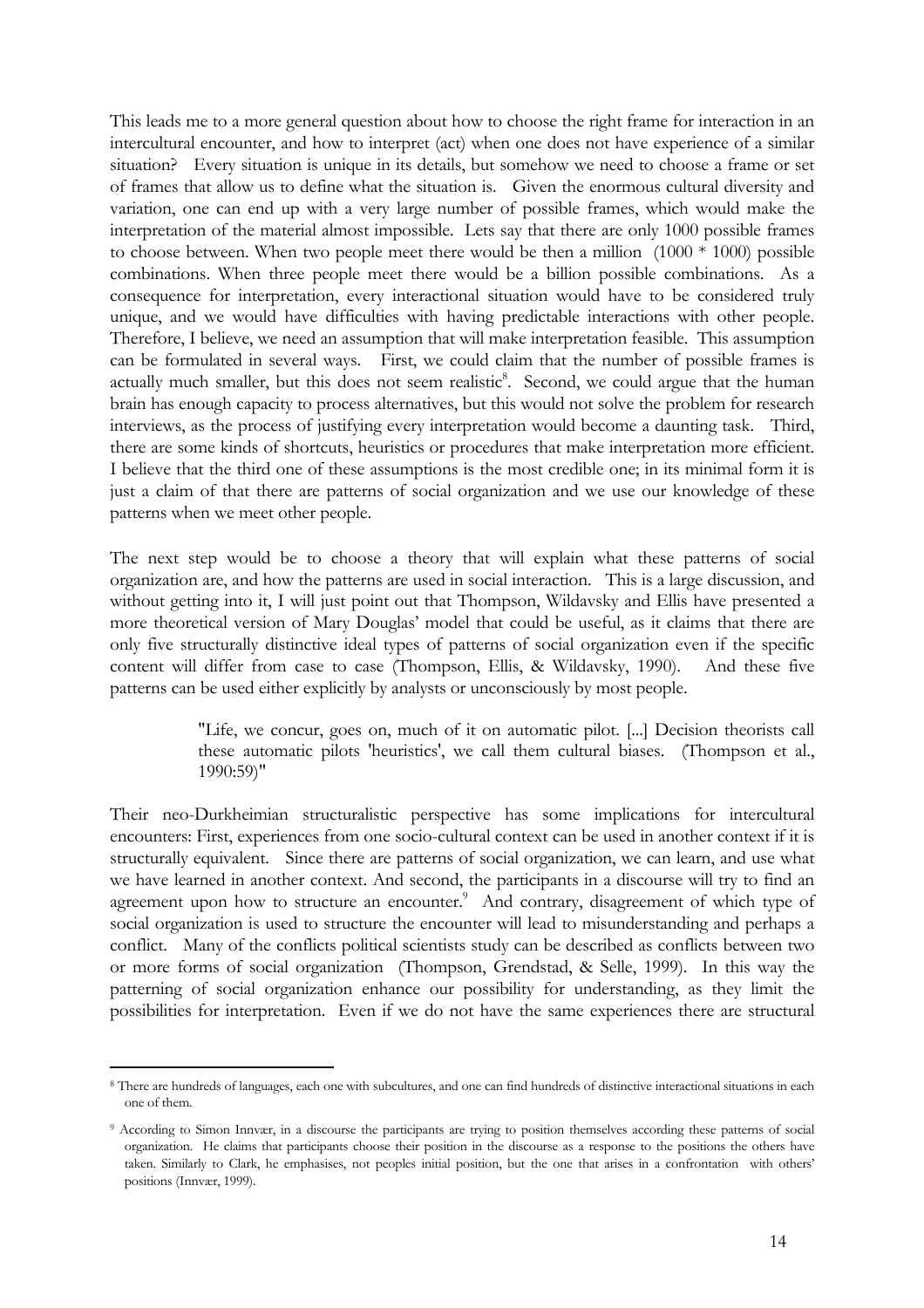This leads me to a more general question about how to choose the right frame for interaction in an intercultural encounter, and how to interpret (act) when one does not have experience of a similar situation? Every situation is unique in its details, but somehow we need to choose a frame or set of frames that allow us to define what the situation is. Given the enormous cultural diversity and variation, one can end up with a very large number of possible frames, which would make the interpretation of the material almost impossible. Lets say that there are only 1000 possible frames to choose between. When two people meet there would be then a million (1000 * 1000) possible combinations. When three people meet there would be a billion possible combinations. As a consequence for interpretation, every interactional situation would have to be considered truly unique, and we would have difficulties with having predictable interactions with other people. Therefore, I believe, we need an assumption that will make interpretation feasible. This assumption can be formulated in several ways. First, we could claim that the number of possible frames is actually much smaller, but this does not seem realistic[8]. Second, we could argue that the human brain has enough capacity to process alternatives, but this would not solve the problem for research interviews, as the process of justifying every interpretation would become a daunting task. Third, there are some kinds of shortcuts, heuristics or procedures that make interpretation more efficient. I believe that the third one of these assumptions is the most credible one; in its minimal form it is just a claim of that there are patterns of social organization and we use our knowledge of these patterns when we meet other people.

The next step would be to choose a theory that will explain what these patterns of social organization are, and how the patterns are used in social interaction. This is a large discussion, and without getting into it, I will just point out that Thompson, Wildavsky and Ellis have presented a more theoretical version of Mary Douglas' model that could be useful, as it claims that there are only five structurally distinctive ideal types of patterns of social organization even if the specific content will differ from case to case (Thompson, Ellis, & Wildavsky, 1990). And these five patterns can be used either explicitly by analysts or unconsciously by most people.

> "Life, we concur, goes on, much of it on automatic pilot. [...] Decision theorists call these automatic pilots 'heuristics', we call them cultural biases. (Thompson et al., 1990:59)"

Their neo-Durkheimian structuralistic perspective has some implications for intercultural encounters: First, experiences from one socio-cultural context can be used in another context if it is structurally equivalent. Since there are patterns of social organization, we can learn, and use what we have learned in another context. And second, the participants in a discourse will try to find an agreement upon how to structure an encounter.[9] And contrary, disagreement of which type of social organization is used to structure the encounter will lead to misunderstanding and perhaps a conflict. Many of the conflicts political scientists study can be described as conflicts between two or more forms of social organization (Thompson, Grendstad, & Selle, 1999). In this way the patterning of social organization enhance our possibility for understanding, as they limit the possibilities for interpretation. Even if we do not have the same experiences there are structural

---

[8] There are hundreds of languages, each one with subcultures, and one can find hundreds of distinctive interactional situations in each one of them.

[9] According to Simon Innvær, in a discourse the participants are trying to position themselves according these patterns of social organization. He claims that participants choose their position in the discourse as a response to the positions the others have taken. Similarly to Clark, he emphasises, not peoples initial position, but the one that arises in a confrontation with others' positions (Innvær, 1999).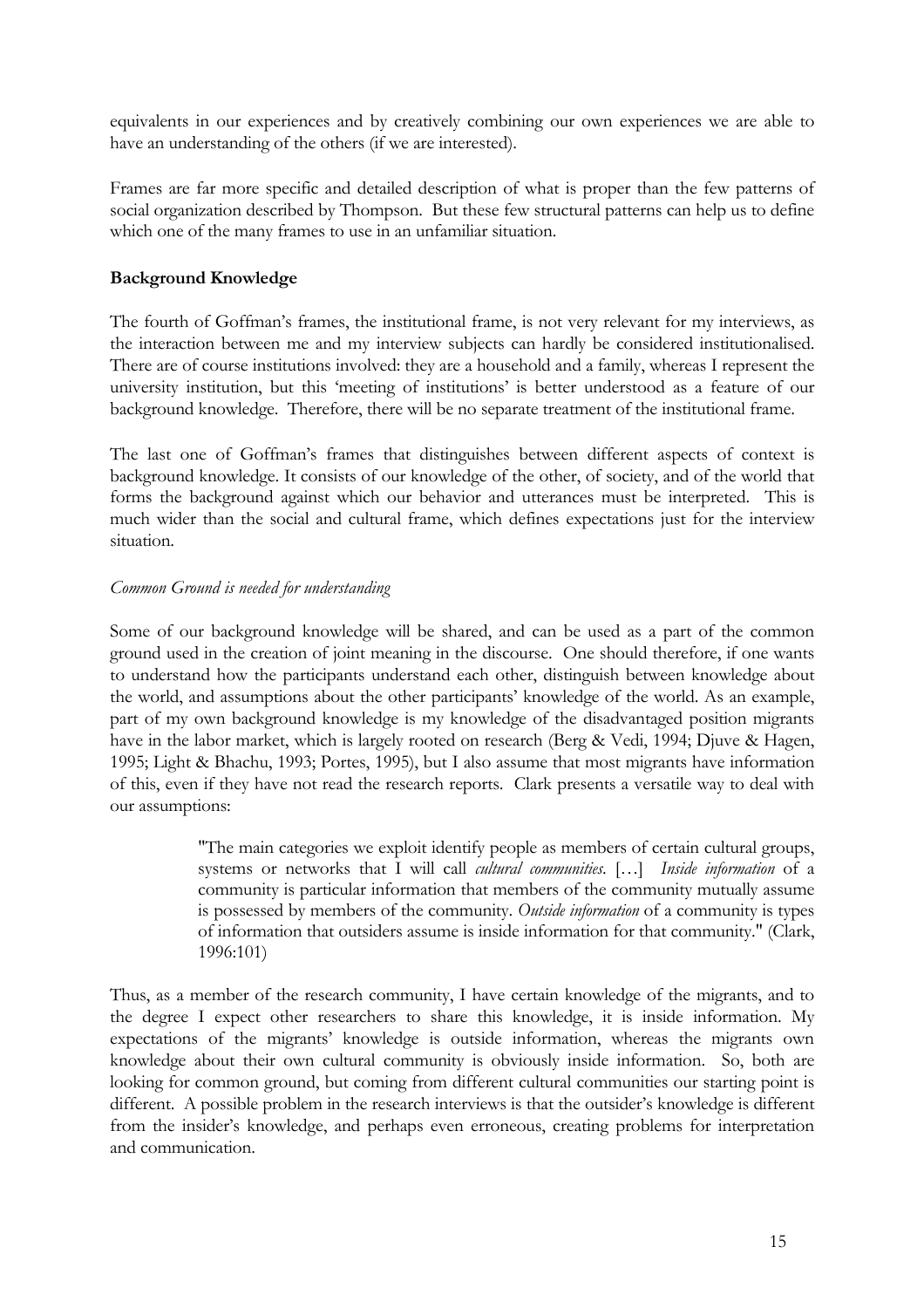equivalents in our experiences and by creatively combining our own experiences we are able to have an understanding of the others (if we are interested).

Frames are far more specific and detailed description of what is proper than the few patterns of social organization described by Thompson. But these few structural patterns can help us to define which one of the many frames to use in an unfamiliar situation.

## Background Knowledge

The fourth of Goffman's frames, the institutional frame, is not very relevant for my interviews, as the interaction between me and my interview subjects can hardly be considered institutionalised. There are of course institutions involved: they are a household and a family, whereas I represent the university institution, but this 'meeting of institutions' is better understood as a feature of our background knowledge. Therefore, there will be no separate treatment of the institutional frame.

The last one of Goffman's frames that distinguishes between different aspects of context is background knowledge. It consists of our knowledge of the other, of society, and of the world that forms the background against which our behavior and utterances must be interpreted. This is much wider than the social and cultural frame, which defines expectations just for the interview situation.

### *Common Ground is needed for understanding*

Some of our background knowledge will be shared, and can be used as a part of the common ground used in the creation of joint meaning in the discourse. One should therefore, if one wants to understand how the participants understand each other, distinguish between knowledge about the world, and assumptions about the other participants' knowledge of the world. As an example, part of my own background knowledge is my knowledge of the disadvantaged position migrants have in the labor market, which is largely rooted on research (Berg & Vedi, 1994; Djuve & Hagen, 1995; Light & Bhachu, 1993; Portes, 1995), but I also assume that most migrants have information of this, even if they have not read the research reports. Clark presents a versatile way to deal with our assumptions:

> "The main categories we exploit identify people as members of certain cultural groups, systems or networks that I will call *cultural communities*. […] *Inside information* of a community is particular information that members of the community mutually assume is possessed by members of the community. *Outside information* of a community is types of information that outsiders assume is inside information for that community." (Clark, 1996:101)

Thus, as a member of the research community, I have certain knowledge of the migrants, and to the degree I expect other researchers to share this knowledge, it is inside information. My expectations of the migrants' knowledge is outside information, whereas the migrants own knowledge about their own cultural community is obviously inside information. So, both are looking for common ground, but coming from different cultural communities our starting point is different. A possible problem in the research interviews is that the outsider's knowledge is different from the insider's knowledge, and perhaps even erroneous, creating problems for interpretation and communication.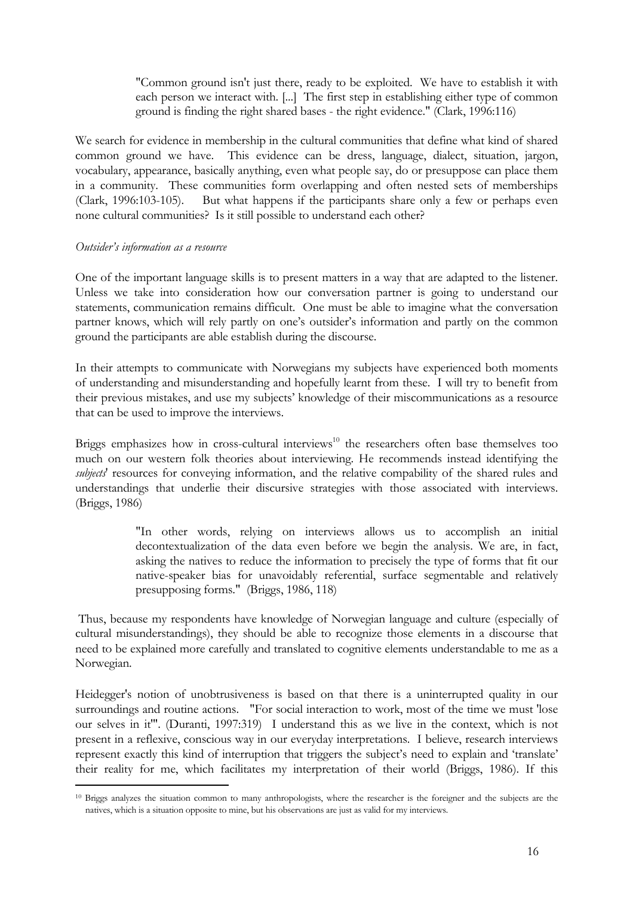> "Common ground isn't just there, ready to be exploited. We have to establish it with each person we interact with. [...] The first step in establishing either type of common ground is finding the right shared bases - the right evidence." (Clark, 1996:116)

We search for evidence in membership in the cultural communities that define what kind of shared common ground we have. This evidence can be dress, language, dialect, situation, jargon, vocabulary, appearance, basically anything, even what people say, do or presuppose can place them in a community. These communities form overlapping and often nested sets of memberships (Clark, 1996:103-105). But what happens if the participants share only a few or perhaps even none cultural communities? Is it still possible to understand each other?

*Outsider's information as a resource*

One of the important language skills is to present matters in a way that are adapted to the listener. Unless we take into consideration how our conversation partner is going to understand our statements, communication remains difficult. One must be able to imagine what the conversation partner knows, which will rely partly on one's outsider's information and partly on the common ground the participants are able establish during the discourse.

In their attempts to communicate with Norwegians my subjects have experienced both moments of understanding and misunderstanding and hopefully learnt from these. I will try to benefit from their previous mistakes, and use my subjects' knowledge of their miscommunications as a resource that can be used to improve the interviews.

Briggs emphasizes how in cross-cultural interviews[10] the researchers often base themselves too much on our western folk theories about interviewing. He recommends instead identifying the *subjects*' resources for conveying information, and the relative compability of the shared rules and understandings that underlie their discursive strategies with those associated with interviews. (Briggs, 1986)

> "In other words, relying on interviews allows us to accomplish an initial decontextualization of the data even before we begin the analysis. We are, in fact, asking the natives to reduce the information to precisely the type of forms that fit our native-speaker bias for unavoidably referential, surface segmentable and relatively presupposing forms." (Briggs, 1986, 118)

Thus, because my respondents have knowledge of Norwegian language and culture (especially of cultural misunderstandings), they should be able to recognize those elements in a discourse that need to be explained more carefully and translated to cognitive elements understandable to me as a Norwegian.

Heidegger's notion of unobtrusiveness is based on that there is a uninterrupted quality in our surroundings and routine actions. "For social interaction to work, most of the time we must 'lose our selves in it'". (Duranti, 1997:319) I understand this as we live in the context, which is not present in a reflexive, conscious way in our everyday interpretations. I believe, research interviews represent exactly this kind of interruption that triggers the subject's need to explain and 'translate' their reality for me, which facilitates my interpretation of their world (Briggs, 1986). If this

[10] Briggs analyzes the situation common to many anthropologists, where the researcher is the foreigner and the subjects are the natives, which is a situation opposite to mine, but his observations are just as valid for my interviews.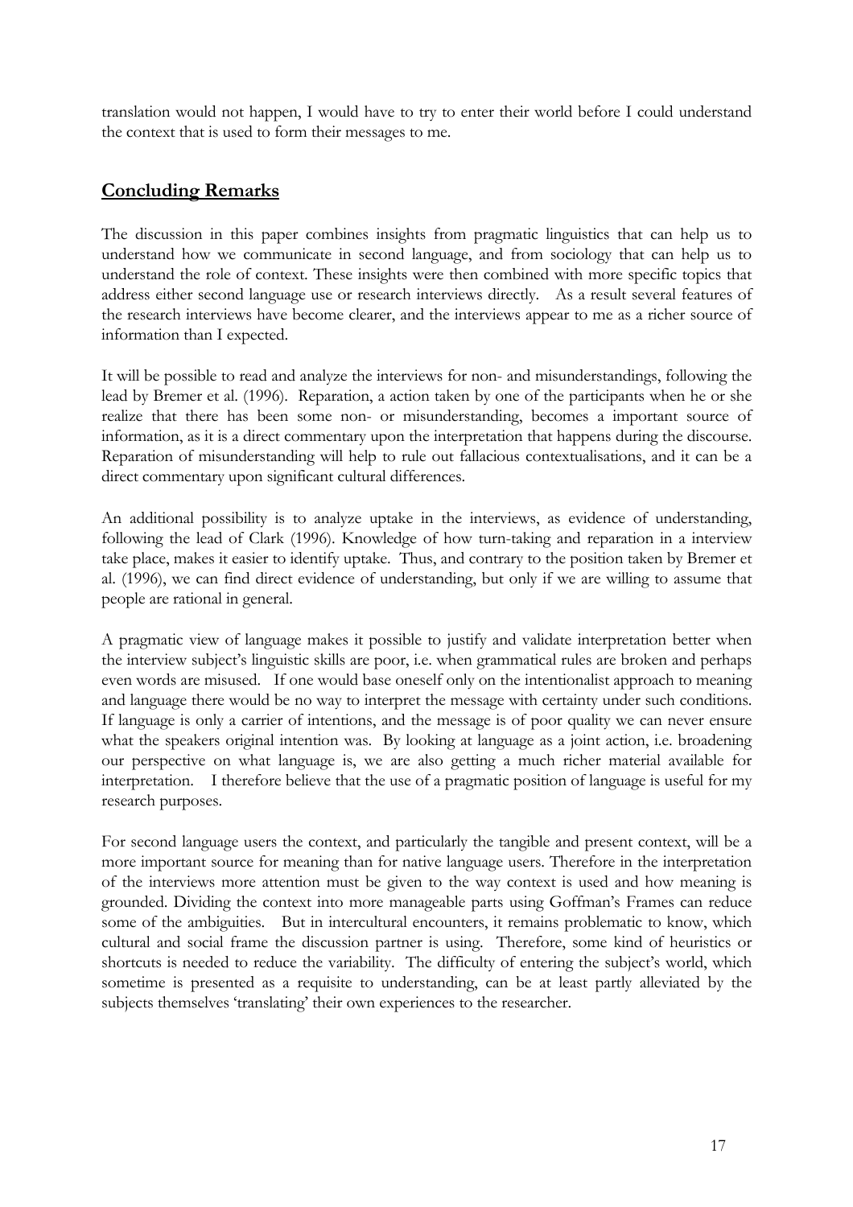translation would not happen, I would have to try to enter their world before I could understand the context that is used to form their messages to me.

## Concluding Remarks

The discussion in this paper combines insights from pragmatic linguistics that can help us to understand how we communicate in second language, and from sociology that can help us to understand the role of context. These insights were then combined with more specific topics that address either second language use or research interviews directly. As a result several features of the research interviews have become clearer, and the interviews appear to me as a richer source of information than I expected.

It will be possible to read and analyze the interviews for non- and misunderstandings, following the lead by Bremer et al. (1996). Reparation, a action taken by one of the participants when he or she realize that there has been some non- or misunderstanding, becomes a important source of information, as it is a direct commentary upon the interpretation that happens during the discourse. Reparation of misunderstanding will help to rule out fallacious contextualisations, and it can be a direct commentary upon significant cultural differences.

An additional possibility is to analyze uptake in the interviews, as evidence of understanding, following the lead of Clark (1996). Knowledge of how turn-taking and reparation in a interview take place, makes it easier to identify uptake. Thus, and contrary to the position taken by Bremer et al. (1996), we can find direct evidence of understanding, but only if we are willing to assume that people are rational in general.

A pragmatic view of language makes it possible to justify and validate interpretation better when the interview subject's linguistic skills are poor, i.e. when grammatical rules are broken and perhaps even words are misused. If one would base oneself only on the intentionalist approach to meaning and language there would be no way to interpret the message with certainty under such conditions. If language is only a carrier of intentions, and the message is of poor quality we can never ensure what the speakers original intention was. By looking at language as a joint action, i.e. broadening our perspective on what language is, we are also getting a much richer material available for interpretation. I therefore believe that the use of a pragmatic position of language is useful for my research purposes.

For second language users the context, and particularly the tangible and present context, will be a more important source for meaning than for native language users. Therefore in the interpretation of the interviews more attention must be given to the way context is used and how meaning is grounded. Dividing the context into more manageable parts using Goffman's Frames can reduce some of the ambiguities. But in intercultural encounters, it remains problematic to know, which cultural and social frame the discussion partner is using. Therefore, some kind of heuristics or shortcuts is needed to reduce the variability. The difficulty of entering the subject's world, which sometime is presented as a requisite to understanding, can be at least partly alleviated by the subjects themselves 'translating' their own experiences to the researcher.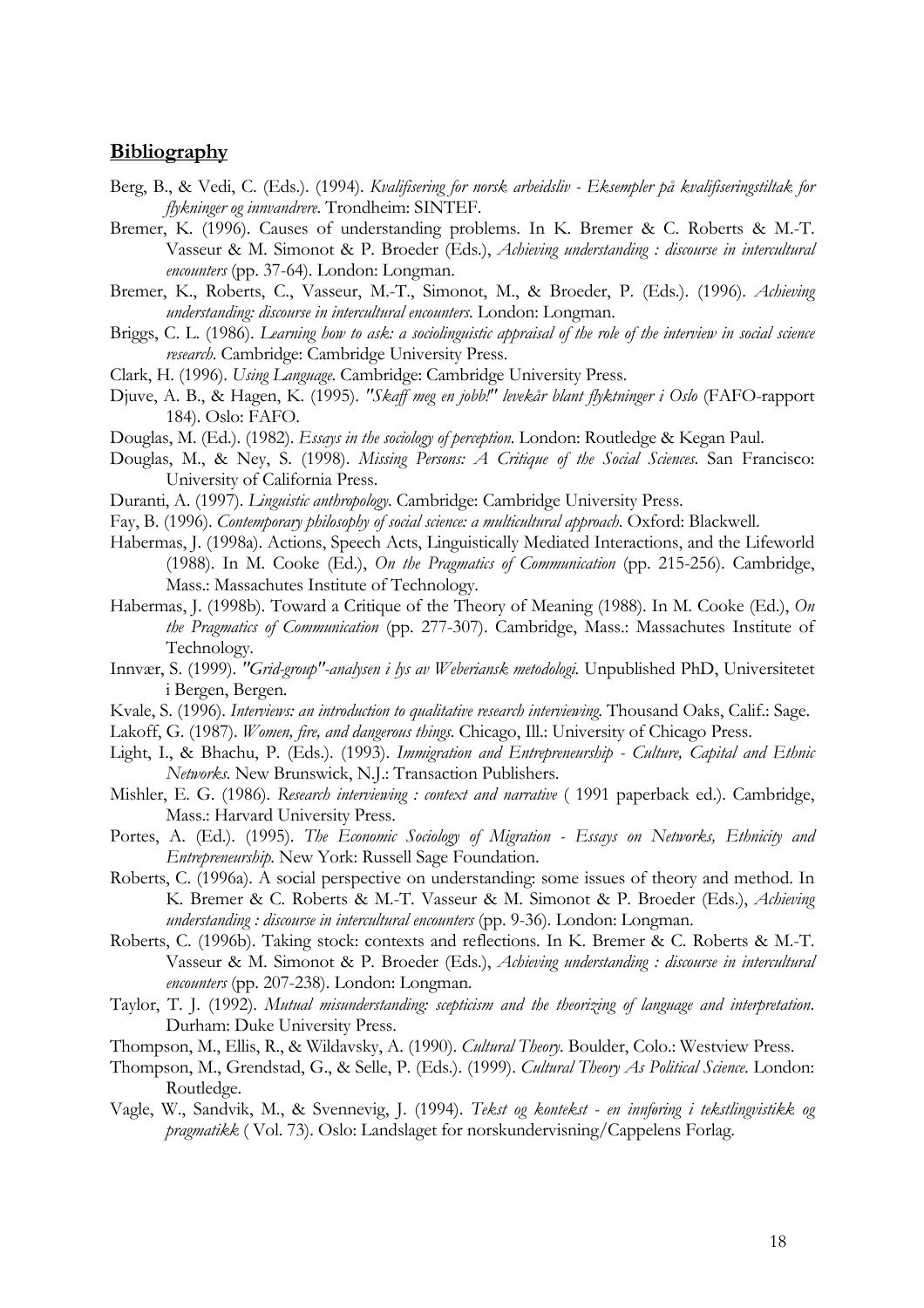## **Bibliography**

Berg, B., & Vedi, C. (Eds.). (1994). *Kvalifisering for norsk arbeidsliv - Eksempler på kvalifiseringstiltak for flykninger og innvandrere*. Trondheim: SINTEF.

Bremer, K. (1996). Causes of understanding problems. In K. Bremer & C. Roberts & M.-T. Vasseur & M. Simonot & P. Broeder (Eds.), *Achieving understanding : discourse in intercultural encounters* (pp. 37-64). London: Longman.

Bremer, K., Roberts, C., Vasseur, M.-T., Simonot, M., & Broeder, P. (Eds.). (1996). *Achieving understanding: discourse in intercultural encounters*. London: Longman.

Briggs, C. L. (1986). *Learning how to ask: a sociolinguistic appraisal of the role of the interview in social science research*. Cambridge: Cambridge University Press.

Clark, H. (1996). *Using Language*. Cambridge: Cambridge University Press.

Djuve, A. B., & Hagen, K. (1995). *"Skaff meg en jobb!" levekår blant flyktninger i Oslo* (FAFO-rapport 184). Oslo: FAFO.

Douglas, M. (Ed.). (1982). *Essays in the sociology of perception*. London: Routledge & Kegan Paul.

Douglas, M., & Ney, S. (1998). *Missing Persons: A Critique of the Social Sciences*. San Francisco: University of California Press.

Duranti, A. (1997). *Linguistic anthropology*. Cambridge: Cambridge University Press.

Fay, B. (1996). *Contemporary philosophy of social science: a multicultural approach*. Oxford: Blackwell.

Habermas, J. (1998a). Actions, Speech Acts, Linguistically Mediated Interactions, and the Lifeworld (1988). In M. Cooke (Ed.), *On the Pragmatics of Communication* (pp. 215-256). Cambridge, Mass.: Massachutes Institute of Technology.

Habermas, J. (1998b). Toward a Critique of the Theory of Meaning (1988). In M. Cooke (Ed.), *On the Pragmatics of Communication* (pp. 277-307). Cambridge, Mass.: Massachutes Institute of Technology.

Innvær, S. (1999). *"Grid-group"-analysen i lys av Weberiansk metodologi*. Unpublished PhD, Universitetet i Bergen, Bergen.

Kvale, S. (1996). *Interviews: an introduction to qualitative research interviewing*. Thousand Oaks, Calif.: Sage.

Lakoff, G. (1987). *Women, fire, and dangerous things*. Chicago, Ill.: University of Chicago Press.

Light, I., & Bhachu, P. (Eds.). (1993). *Immigration and Entrepreneurship - Culture, Capital and Ethnic Networks*. New Brunswick, N.J.: Transaction Publishers.

Mishler, E. G. (1986). *Research interviewing : context and narrative* ( 1991 paperback ed.). Cambridge, Mass.: Harvard University Press.

Portes, A. (Ed.). (1995). *The Economic Sociology of Migration - Essays on Networks, Ethnicity and Entrepreneurship*. New York: Russell Sage Foundation.

Roberts, C. (1996a). A social perspective on understanding: some issues of theory and method. In K. Bremer & C. Roberts & M.-T. Vasseur & M. Simonot & P. Broeder (Eds.), *Achieving understanding : discourse in intercultural encounters* (pp. 9-36). London: Longman.

Roberts, C. (1996b). Taking stock: contexts and reflections. In K. Bremer & C. Roberts & M.-T. Vasseur & M. Simonot & P. Broeder (Eds.), *Achieving understanding : discourse in intercultural encounters* (pp. 207-238). London: Longman.

Taylor, T. J. (1992). *Mutual misunderstanding: scepticism and the theorizing of language and interpretation*. Durham: Duke University Press.

Thompson, M., Ellis, R., & Wildavsky, A. (1990). *Cultural Theory*. Boulder, Colo.: Westview Press.

Thompson, M., Grendstad, G., & Selle, P. (Eds.). (1999). *Cultural Theory As Political Science*. London: Routledge.

Vagle, W., Sandvik, M., & Svennevig, J. (1994). *Tekst og kontekst - en innføring i tekstlingvistikk og pragmatikk* ( Vol. 73). Oslo: Landslaget for norskundervisning/Cappelens Forlag.